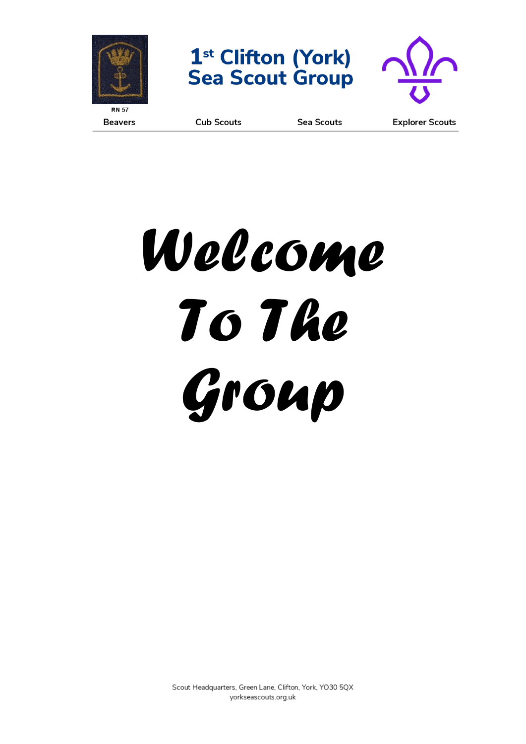RN 57

# 1st Clifton (York) Sea Scout Group

Beavers | Cub Scouts | Sea Scouts | Explorer Scouts

# Welcome To The Group

Scout Headquarters, Green Lane, Clifton, York, YO30 5QX
yorkseascouts.org.uk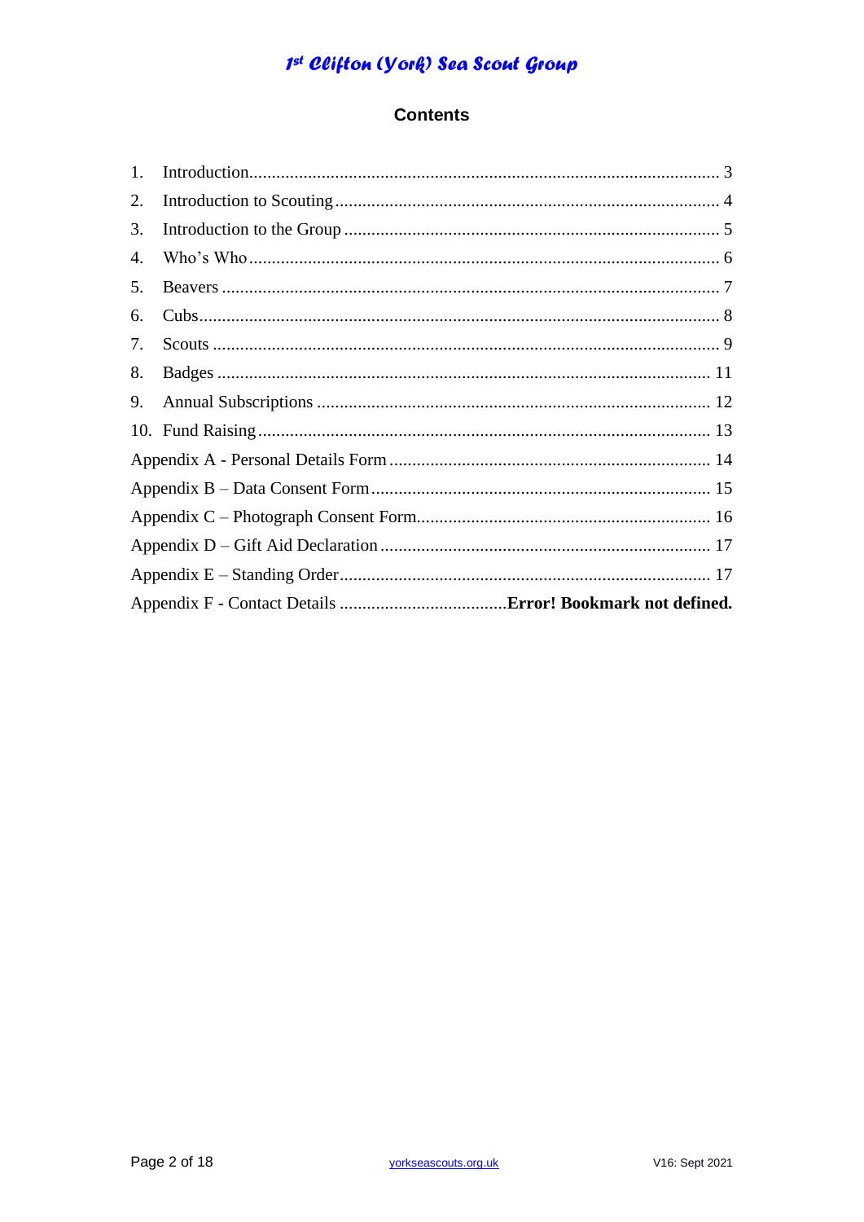# Contents

1. Introduction........................................................................................................ 3
2. Introduction to Scouting ..................................................................................... 4
3. Introduction to the Group ................................................................................... 5
4. Who's Who ........................................................................................................ 6
5. Beavers ............................................................................................................. 7
6. Cubs................................................................................................................... 8
7. Scouts ............................................................................................................... 9
8. Badges ............................................................................................................ 11
9. Annual Subscriptions ...................................................................................... 12
10. Fund Raising ................................................................................................... 13

Appendix A - Personal Details Form ...................................................................... 14
Appendix B – Data Consent Form .......................................................................... 15
Appendix C – Photograph Consent Form................................................................ 16
Appendix D – Gift Aid Declaration ........................................................................ 17
Appendix E – Standing Order................................................................................. 17
Appendix F - Contact Details .....................................**Error! Bookmark not defined.**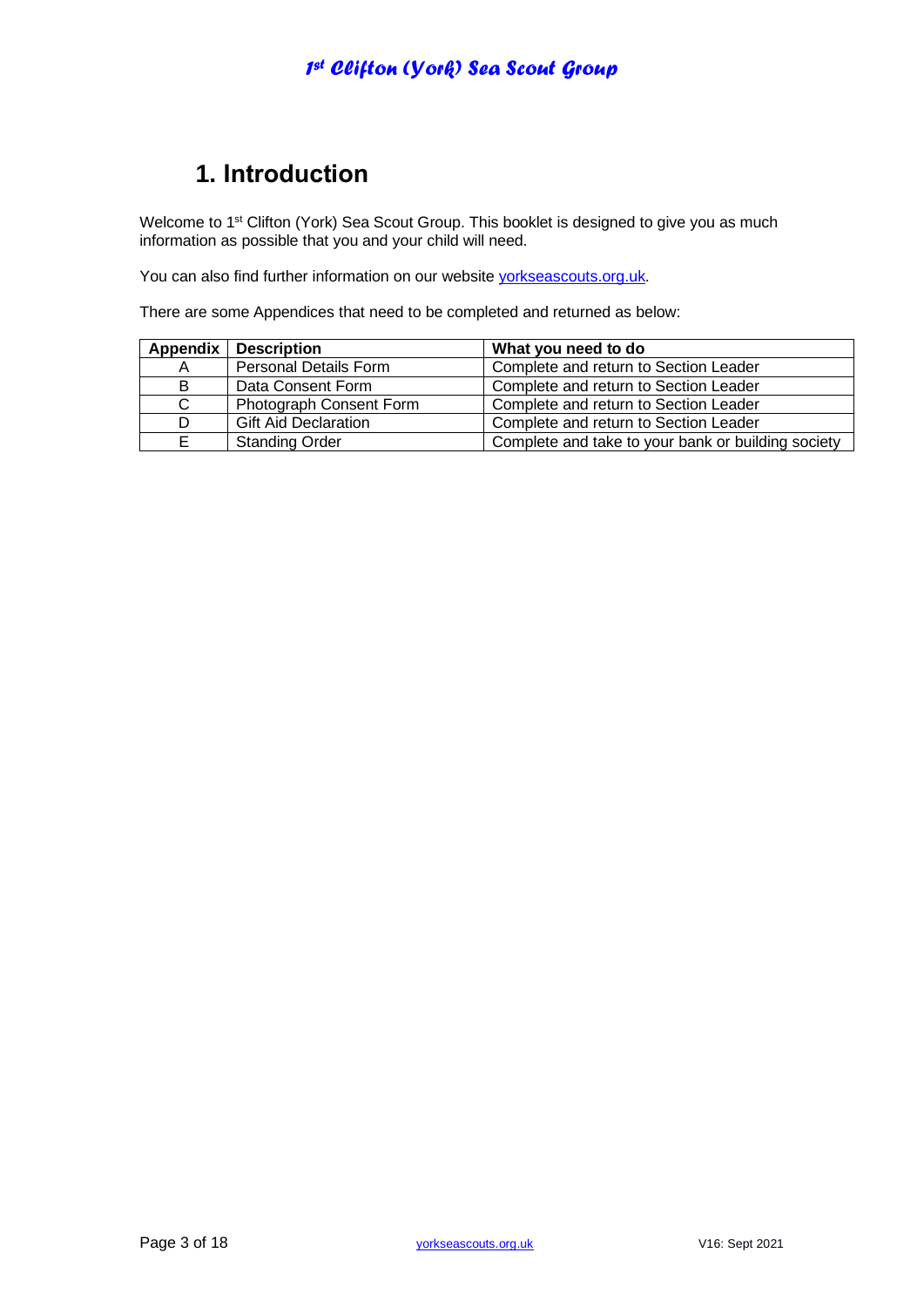# 1. Introduction

Welcome to 1st Clifton (York) Sea Scout Group. This booklet is designed to give you as much information as possible that you and your child will need.

You can also find further information on our website [yorkseascouts.org.uk](yorkseascouts.org.uk).

There are some Appendices that need to be completed and returned as below:

| Appendix | Description | What you need to do |
| --- | --- | --- |
| A | Personal Details Form | Complete and return to Section Leader |
| B | Data Consent Form | Complete and return to Section Leader |
| C | Photograph Consent Form | Complete and return to Section Leader |
| D | Gift Aid Declaration | Complete and return to Section Leader |
| E | Standing Order | Complete and take to your bank or building society |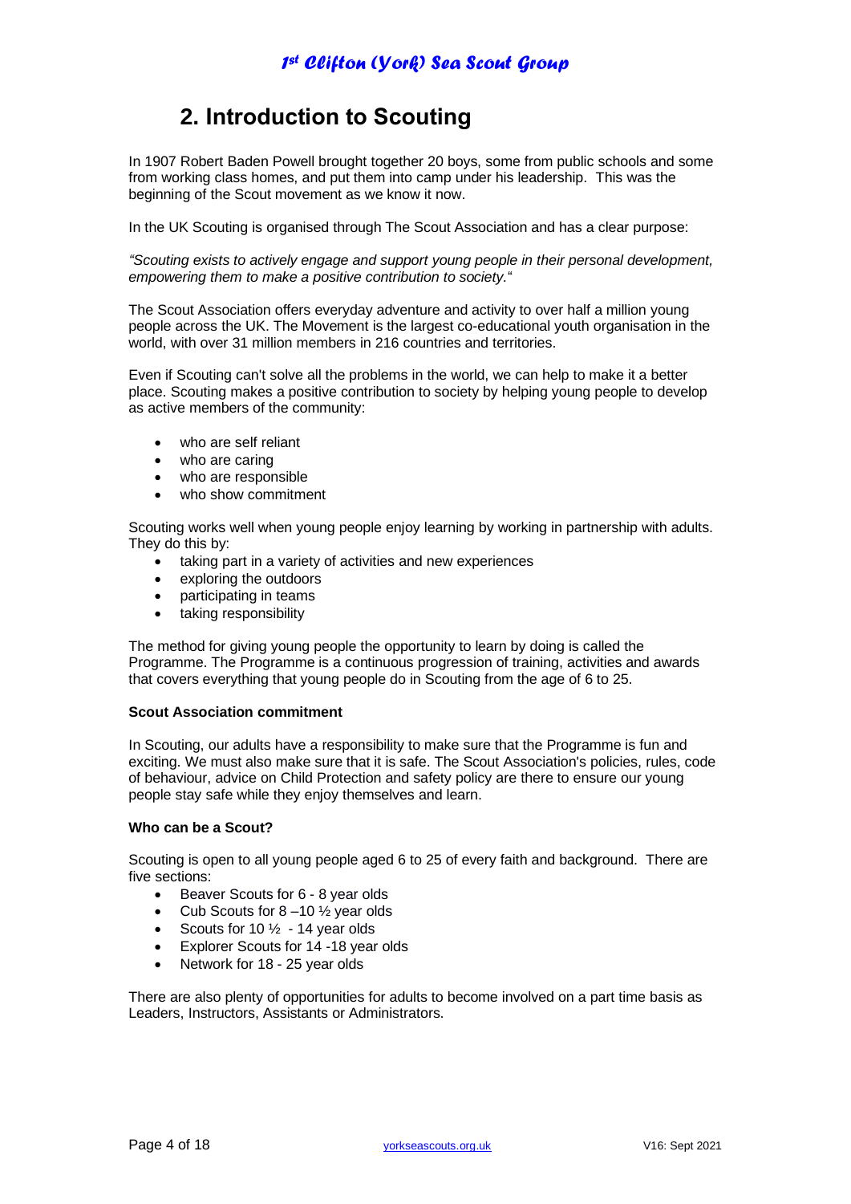## 2. Introduction to Scouting

In 1907 Robert Baden Powell brought together 20 boys, some from public schools and some from working class homes, and put them into camp under his leadership. This was the beginning of the Scout movement as we know it now.

In the UK Scouting is organised through The Scout Association and has a clear purpose:

*"Scouting exists to actively engage and support young people in their personal development, empowering them to make a positive contribution to society."*

The Scout Association offers everyday adventure and activity to over half a million young people across the UK. The Movement is the largest co-educational youth organisation in the world, with over 31 million members in 216 countries and territories.

Even if Scouting can't solve all the problems in the world, we can help to make it a better place. Scouting makes a positive contribution to society by helping young people to develop as active members of the community:

- who are self reliant
- who are caring
- who are responsible
- who show commitment

Scouting works well when young people enjoy learning by working in partnership with adults. They do this by:

- taking part in a variety of activities and new experiences
- exploring the outdoors
- participating in teams
- taking responsibility

The method for giving young people the opportunity to learn by doing is called the Programme. The Programme is a continuous progression of training, activities and awards that covers everything that young people do in Scouting from the age of 6 to 25.

**Scout Association commitment**

In Scouting, our adults have a responsibility to make sure that the Programme is fun and exciting. We must also make sure that it is safe. The Scout Association's policies, rules, code of behaviour, advice on Child Protection and safety policy are there to ensure our young people stay safe while they enjoy themselves and learn.

**Who can be a Scout?**

Scouting is open to all young people aged 6 to 25 of every faith and background. There are five sections:

- Beaver Scouts for 6 - 8 year olds
- Cub Scouts for 8 –10 ½ year olds
- Scouts for 10 ½ - 14 year olds
- Explorer Scouts for 14 -18 year olds
- Network for 18 - 25 year olds

There are also plenty of opportunities for adults to become involved on a part time basis as Leaders, Instructors, Assistants or Administrators.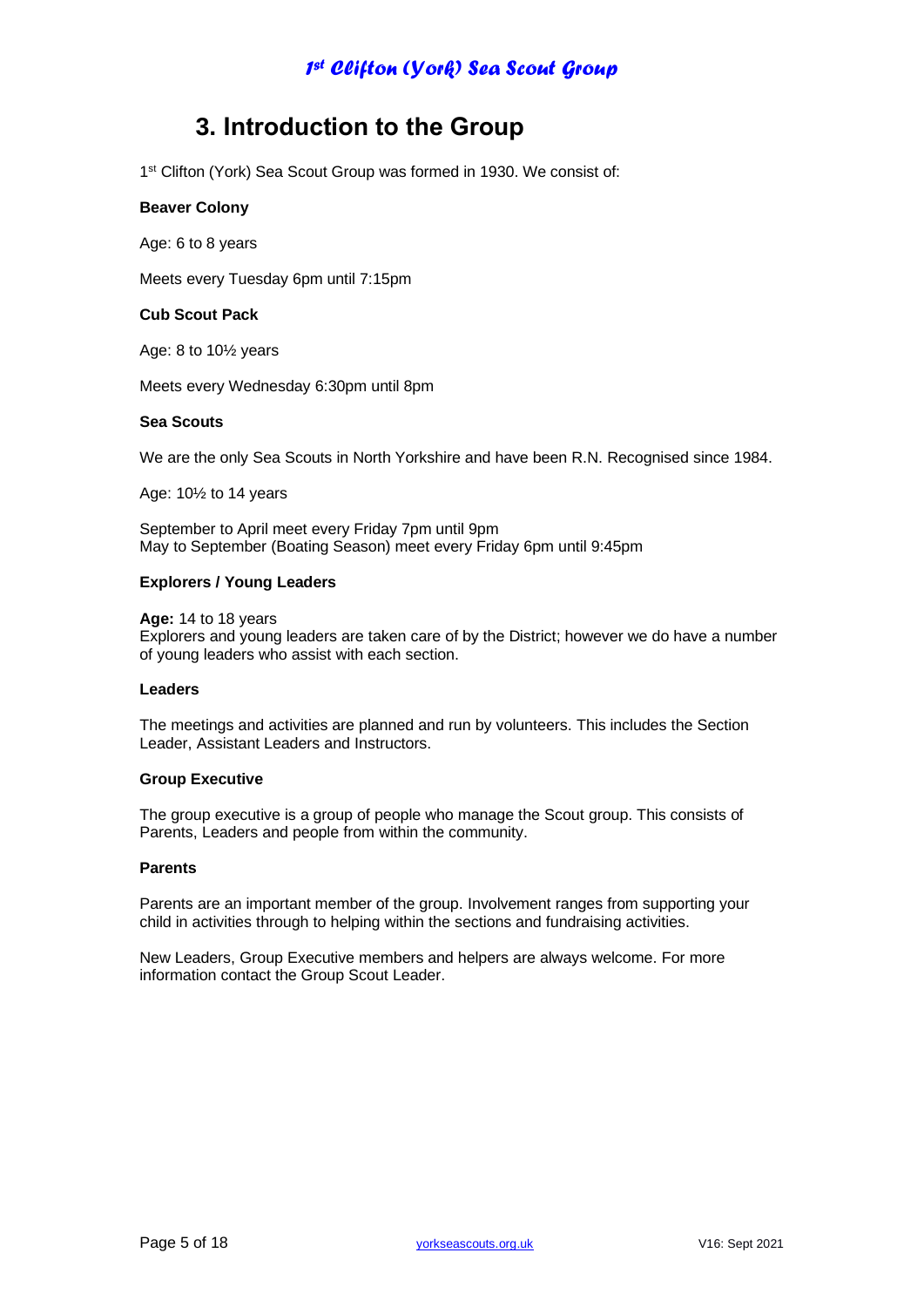# 3. Introduction to the Group

1st Clifton (York) Sea Scout Group was formed in 1930. We consist of:

**Beaver Colony**

Age: 6 to 8 years

Meets every Tuesday 6pm until 7:15pm

**Cub Scout Pack**

Age: 8 to 10½ years

Meets every Wednesday 6:30pm until 8pm

**Sea Scouts**

We are the only Sea Scouts in North Yorkshire and have been R.N. Recognised since 1984.

Age: 10½ to 14 years

September to April meet every Friday 7pm until 9pm
May to September (Boating Season) meet every Friday 6pm until 9:45pm

**Explorers / Young Leaders**

**Age:** 14 to 18 years
Explorers and young leaders are taken care of by the District; however we do have a number of young leaders who assist with each section.

**Leaders**

The meetings and activities are planned and run by volunteers. This includes the Section Leader, Assistant Leaders and Instructors.

**Group Executive**

The group executive is a group of people who manage the Scout group. This consists of Parents, Leaders and people from within the community.

**Parents**

Parents are an important member of the group. Involvement ranges from supporting your child in activities through to helping within the sections and fundraising activities.

New Leaders, Group Executive members and helpers are always welcome. For more information contact the Group Scout Leader.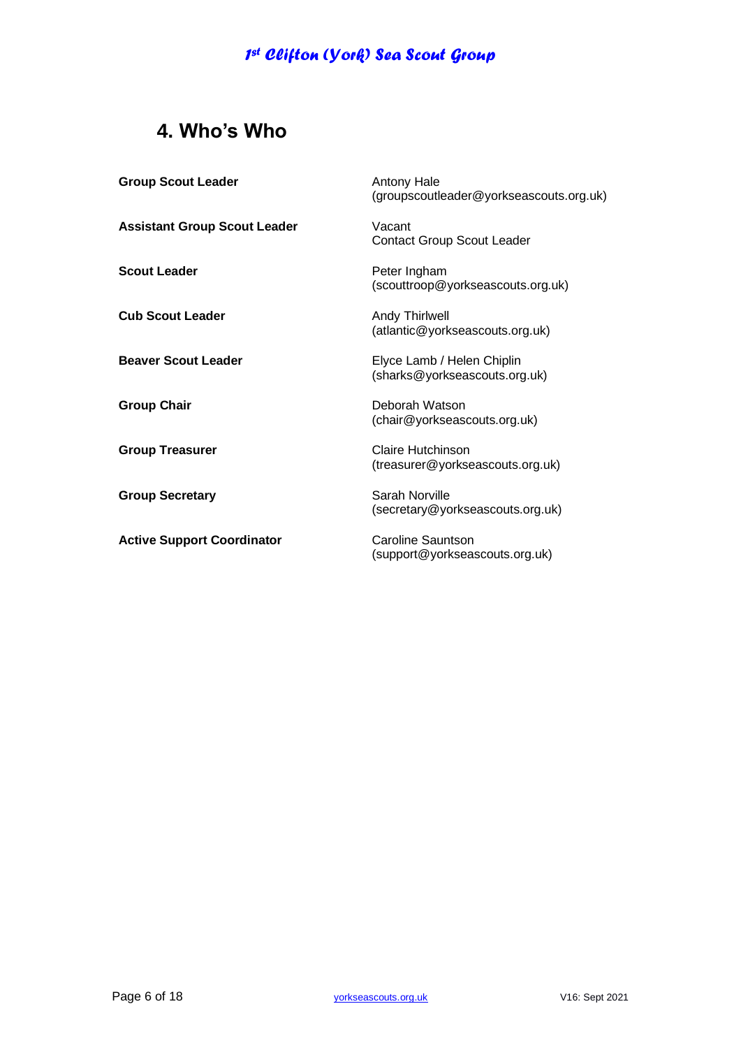## 4. Who's Who

| | |
|---|---|
| **Group Scout Leader** | Antony Hale<br>(groupscoutleader@yorkseascouts.org.uk) |
| **Assistant Group Scout Leader** | Vacant<br>Contact Group Scout Leader |
| **Scout Leader** | Peter Ingham<br>(scouttroop@yorkseascouts.org.uk) |
| **Cub Scout Leader** | Andy Thirlwell<br>(atlantic@yorkseascouts.org.uk) |
| **Beaver Scout Leader** | Elyce Lamb / Helen Chiplin<br>(sharks@yorkseascouts.org.uk) |
| **Group Chair** | Deborah Watson<br>(chair@yorkseascouts.org.uk) |
| **Group Treasurer** | Claire Hutchinson<br>(treasurer@yorkseascouts.org.uk) |
| **Group Secretary** | Sarah Norville<br>(secretary@yorkseascouts.org.uk) |
| **Active Support Coordinator** | Caroline Sauntson<br>(support@yorkseascouts.org.uk) |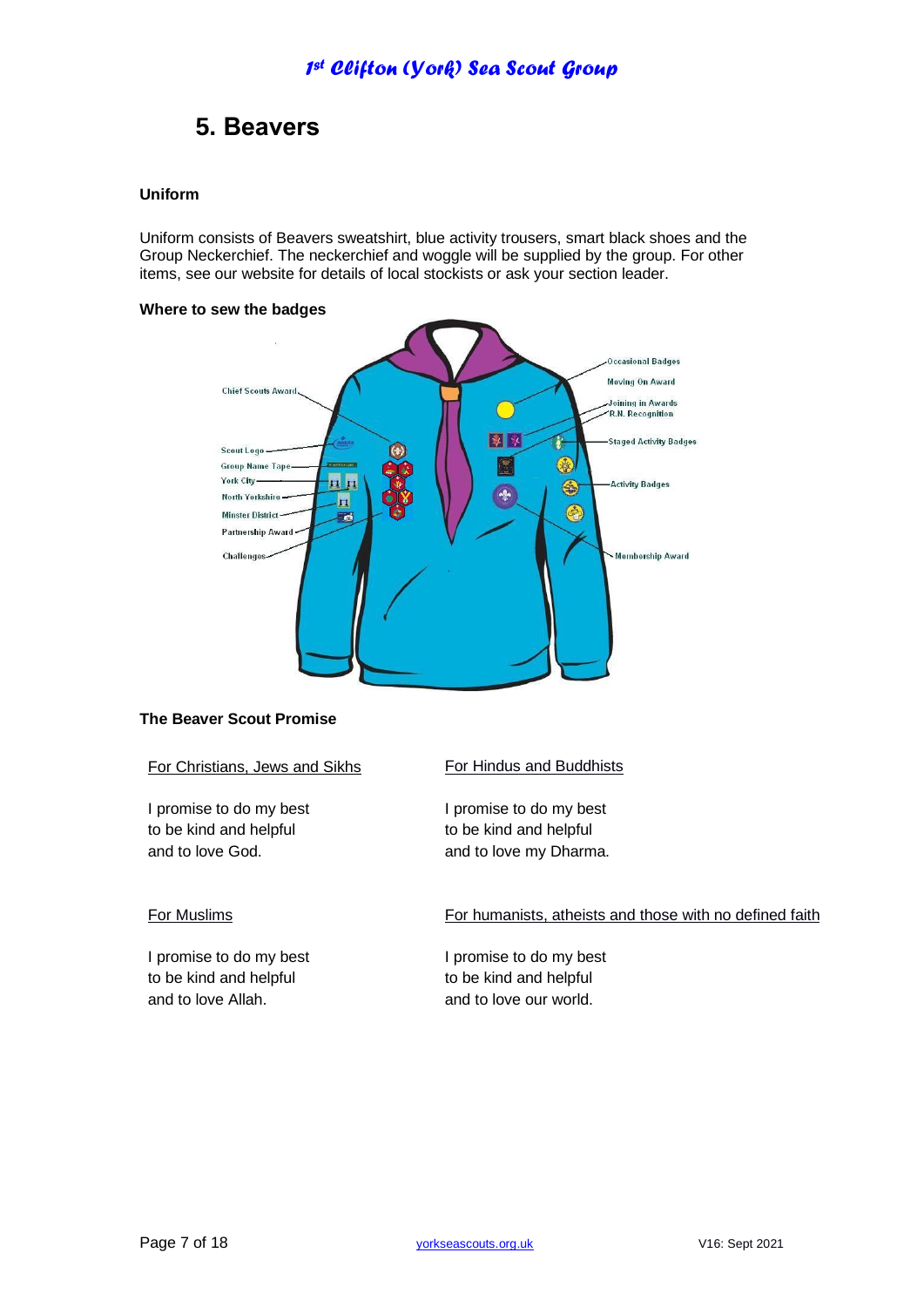## 5. Beavers

**Uniform**

Uniform consists of Beavers sweatshirt, blue activity trousers, smart black shoes and the Group Neckerchief. The neckerchief and woggle will be supplied by the group. For other items, see our website for details of local stockists or ask your section leader.

**Where to sew the badges**

Chief Scouts Award

Scout Logo

Group Name Tape

York City

North Yorkshire

Minster District

Partnership Award

Challenges

Occasional Badges

Moving On Award

Joining in Awards

R.N. Recognition

Staged Activity Badges

Activity Badges

Membership Award

**The Beaver Scout Promise**

For Christians, Jews and Sikhs

I promise to do my best
to be kind and helpful
and to love God.

For Hindus and Buddhists

I promise to do my best
to be kind and helpful
and to love my Dharma.

For Muslims

I promise to do my best
to be kind and helpful
and to love Allah.

For humanists, atheists and those with no defined faith

I promise to do my best
to be kind and helpful
and to love our world.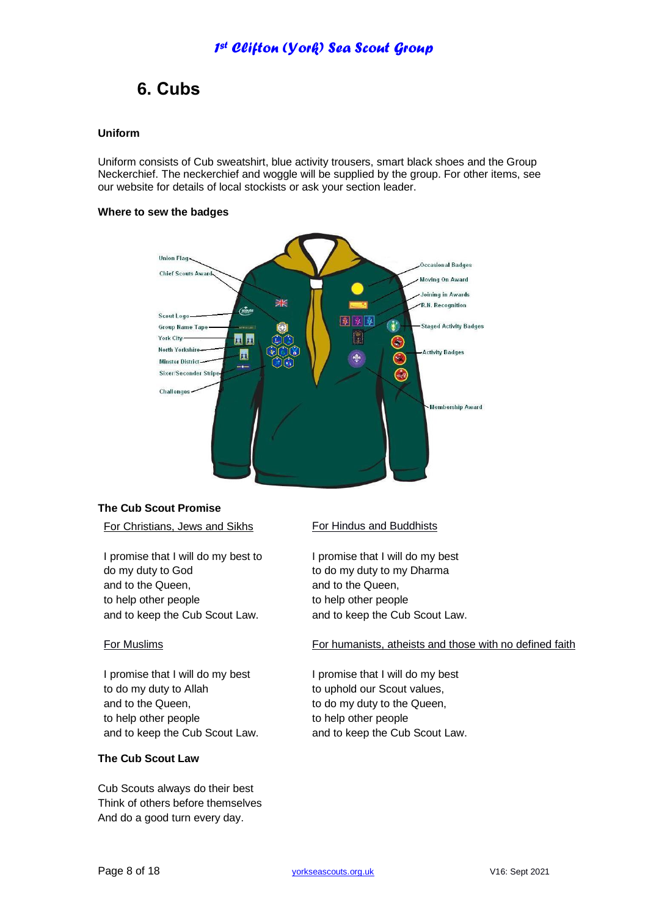# 6. Cubs

### Uniform

Uniform consists of Cub sweatshirt, blue activity trousers, smart black shoes and the Group Neckerchief. The neckerchief and woggle will be supplied by the group. For other items, see our website for details of local stockists or ask your section leader.

### Where to sew the badges

Union Flag
Chief Scouts Award
Scout Logo
Group Name Tape
York City
North Yorkshire
Minster District
Sixer/Seconder Stripe
Challenges
Occasional Badges
Moving On Award
Joining in Awards
R.N. Recognition
Staged Activity Badges
Activity Badges
Membership Award

### The Cub Scout Promise

For Christians, Jews and Sikhs

I promise that I will do my best to
do my duty to God
and to the Queen,
to help other people
and to keep the Cub Scout Law.

For Muslims

I promise that I will do my best
to do my duty to Allah
and to the Queen,
to help other people
and to keep the Cub Scout Law.

For Hindus and Buddhists

I promise that I will do my best
to do my duty to my Dharma
and to the Queen,
to help other people
and to keep the Cub Scout Law.

For humanists, atheists and those with no defined faith

I promise that I will do my best
to uphold our Scout values,
to do my duty to the Queen,
to help other people
and to keep the Cub Scout Law.

### The Cub Scout Law

Cub Scouts always do their best
Think of others before themselves
And do a good turn every day.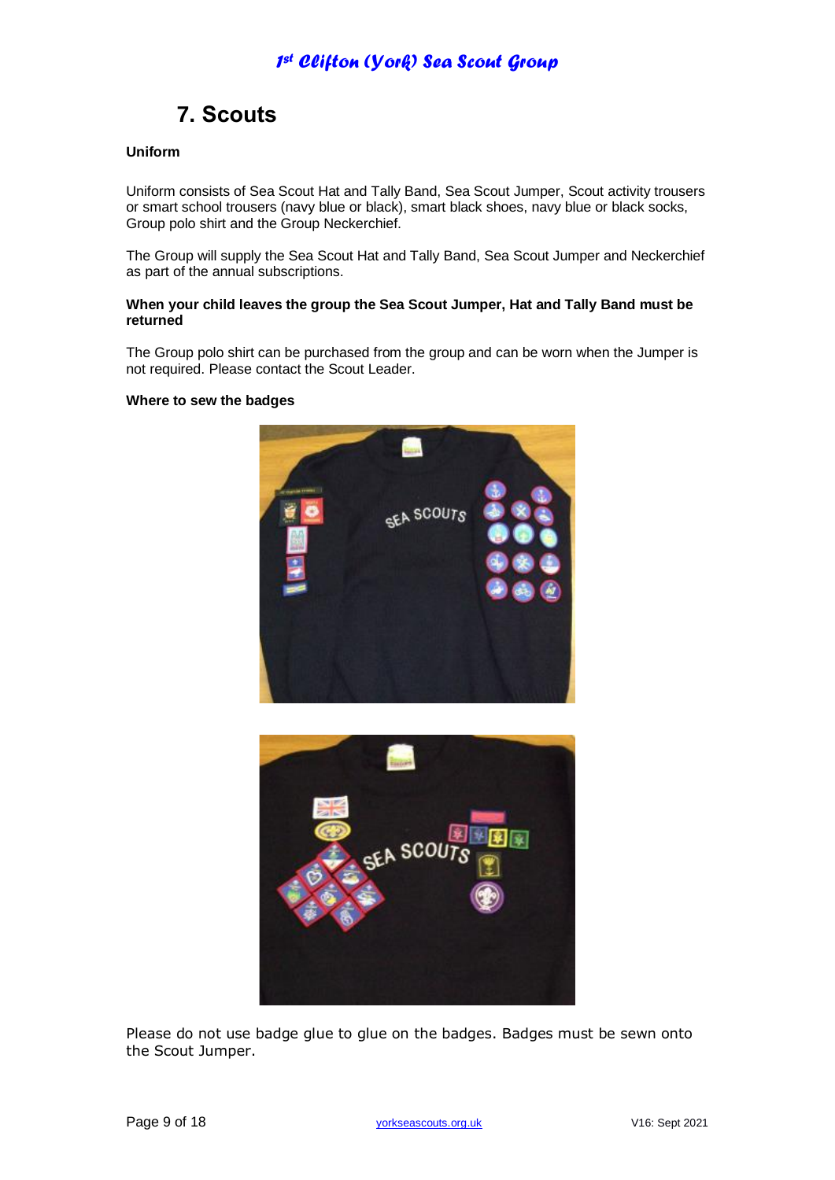# 7. Scouts

**Uniform**

Uniform consists of Sea Scout Hat and Tally Band, Sea Scout Jumper, Scout activity trousers or smart school trousers (navy blue or black), smart black shoes, navy blue or black socks, Group polo shirt and the Group Neckerchief.

The Group will supply the Sea Scout Hat and Tally Band, Sea Scout Jumper and Neckerchief as part of the annual subscriptions.

**When your child leaves the group the Sea Scout Jumper, Hat and Tally Band must be returned**

The Group polo shirt can be purchased from the group and can be worn when the Jumper is not required. Please contact the Scout Leader.

**Where to sew the badges**

Please do not use badge glue to glue on the badges. Badges must be sewn onto the Scout Jumper.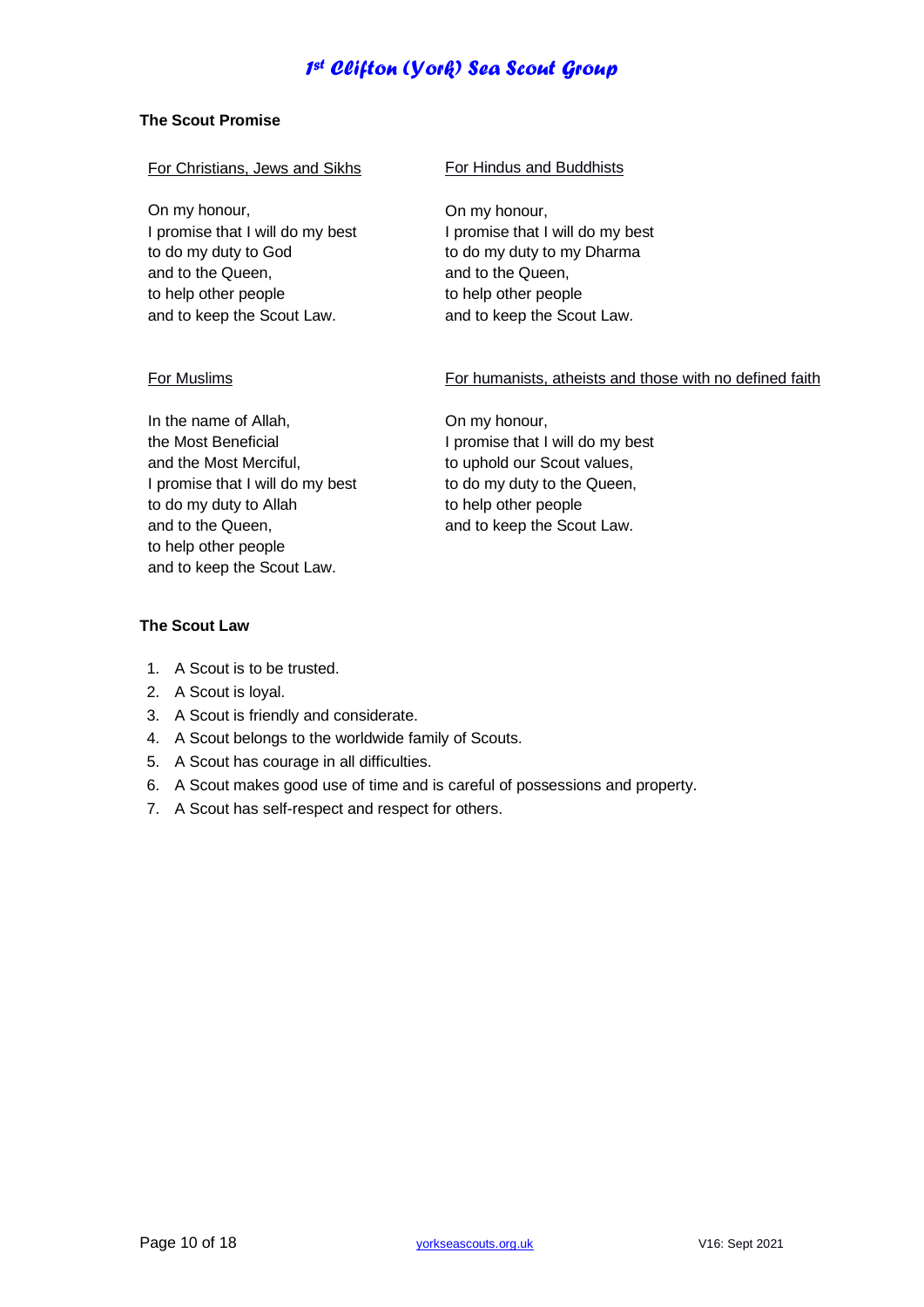## The Scout Promise

For Christians, Jews and Sikhs

On my honour,
I promise that I will do my best
to do my duty to God
and to the Queen,
to help other people
and to keep the Scout Law.

For Hindus and Buddhists

On my honour,
I promise that I will do my best
to do my duty to my Dharma
and to the Queen,
to help other people
and to keep the Scout Law.

For Muslims

In the name of Allah,
the Most Beneficial
and the Most Merciful,
I promise that I will do my best
to do my duty to Allah
and to the Queen,
to help other people
and to keep the Scout Law.

For humanists, atheists and those with no defined faith

On my honour,
I promise that I will do my best
to uphold our Scout values,
to do my duty to the Queen,
to help other people
and to keep the Scout Law.

## The Scout Law

1. A Scout is to be trusted.
2. A Scout is loyal.
3. A Scout is friendly and considerate.
4. A Scout belongs to the worldwide family of Scouts.
5. A Scout has courage in all difficulties.
6. A Scout makes good use of time and is careful of possessions and property.
7. A Scout has self-respect and respect for others.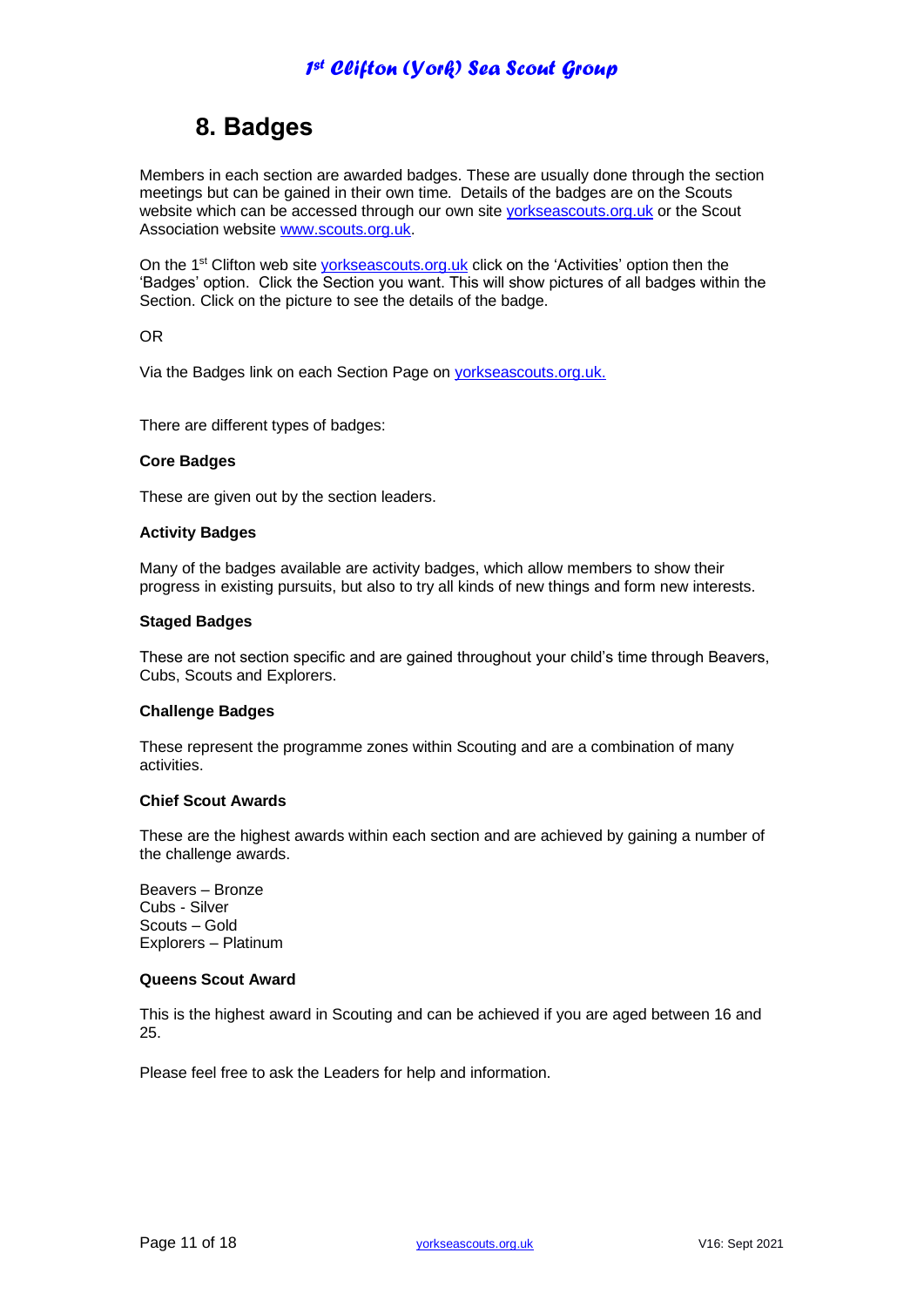## 8. Badges

Members in each section are awarded badges. These are usually done through the section meetings but can be gained in their own time. Details of the badges are on the Scouts website which can be accessed through our own site [yorkseascouts.org.uk](http://yorkseascouts.org.uk) or the Scout Association website [www.scouts.org.uk](http://www.scouts.org.uk).

On the 1st Clifton web site [yorkseascouts.org.uk](http://yorkseascouts.org.uk) click on the 'Activities' option then the 'Badges' option. Click the Section you want. This will show pictures of all badges within the Section. Click on the picture to see the details of the badge.

OR

Via the Badges link on each Section Page on [yorkseascouts.org.uk.](http://yorkseascouts.org.uk)

There are different types of badges:

**Core Badges**

These are given out by the section leaders.

**Activity Badges**

Many of the badges available are activity badges, which allow members to show their progress in existing pursuits, but also to try all kinds of new things and form new interests.

**Staged Badges**

These are not section specific and are gained throughout your child's time through Beavers, Cubs, Scouts and Explorers.

**Challenge Badges**

These represent the programme zones within Scouting and are a combination of many activities.

**Chief Scout Awards**

These are the highest awards within each section and are achieved by gaining a number of the challenge awards.

Beavers – Bronze
Cubs - Silver
Scouts – Gold
Explorers – Platinum

**Queens Scout Award**

This is the highest award in Scouting and can be achieved if you are aged between 16 and 25.

Please feel free to ask the Leaders for help and information.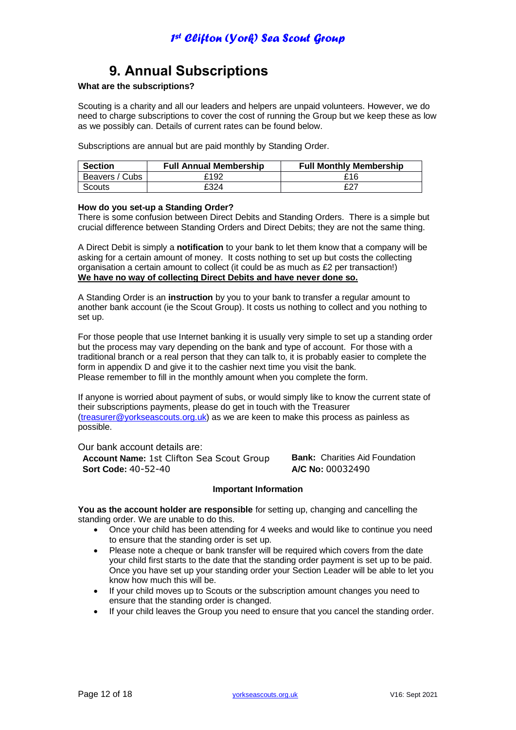# 9. Annual Subscriptions

**What are the subscriptions?**

Scouting is a charity and all our leaders and helpers are unpaid volunteers. However, we do need to charge subscriptions to cover the cost of running the Group but we keep these as low as we possibly can. Details of current rates can be found below.

Subscriptions are annual but are paid monthly by Standing Order.

| Section | Full Annual Membership | Full Monthly Membership |
|---|---|---|
| Beavers / Cubs | £192 | £16 |
| Scouts | £324 | £27 |

**How do you set-up a Standing Order?**
There is some confusion between Direct Debits and Standing Orders. There is a simple but crucial difference between Standing Orders and Direct Debits; they are not the same thing.

A Direct Debit is simply a **notification** to your bank to let them know that a company will be asking for a certain amount of money. It costs nothing to set up but costs the collecting organisation a certain amount to collect (it could be as much as £2 per transaction!)
**We have no way of collecting Direct Debits and have never done so.**

A Standing Order is an **instruction** by you to your bank to transfer a regular amount to another bank account (ie the Scout Group). It costs us nothing to collect and you nothing to set up.

For those people that use Internet banking it is usually very simple to set up a standing order but the process may vary depending on the bank and type of account. For those with a traditional branch or a real person that they can talk to, it is probably easier to complete the form in appendix D and give it to the cashier next time you visit the bank.
Please remember to fill in the monthly amount when you complete the form.

If anyone is worried about payment of subs, or would simply like to know the current state of their subscriptions payments, please do get in touch with the Treasurer (treasurer@yorkseascouts.org.uk) as we are keen to make this process as painless as possible.

Our bank account details are:

**Account Name:** 1st Clifton Sea Scout Group
**Sort Code:** 40-52-40
**Bank:** Charities Aid Foundation
**A/C No:** 00032490

**Important Information**

**You as the account holder are responsible** for setting up, changing and cancelling the standing order. We are unable to do this.

- Once your child has been attending for 4 weeks and would like to continue you need to ensure that the standing order is set up.
- Please note a cheque or bank transfer will be required which covers from the date your child first starts to the date that the standing order payment is set up to be paid. Once you have set up your standing order your Section Leader will be able to let you know how much this will be.
- If your child moves up to Scouts or the subscription amount changes you need to ensure that the standing order is changed.
- If your child leaves the Group you need to ensure that you cancel the standing order.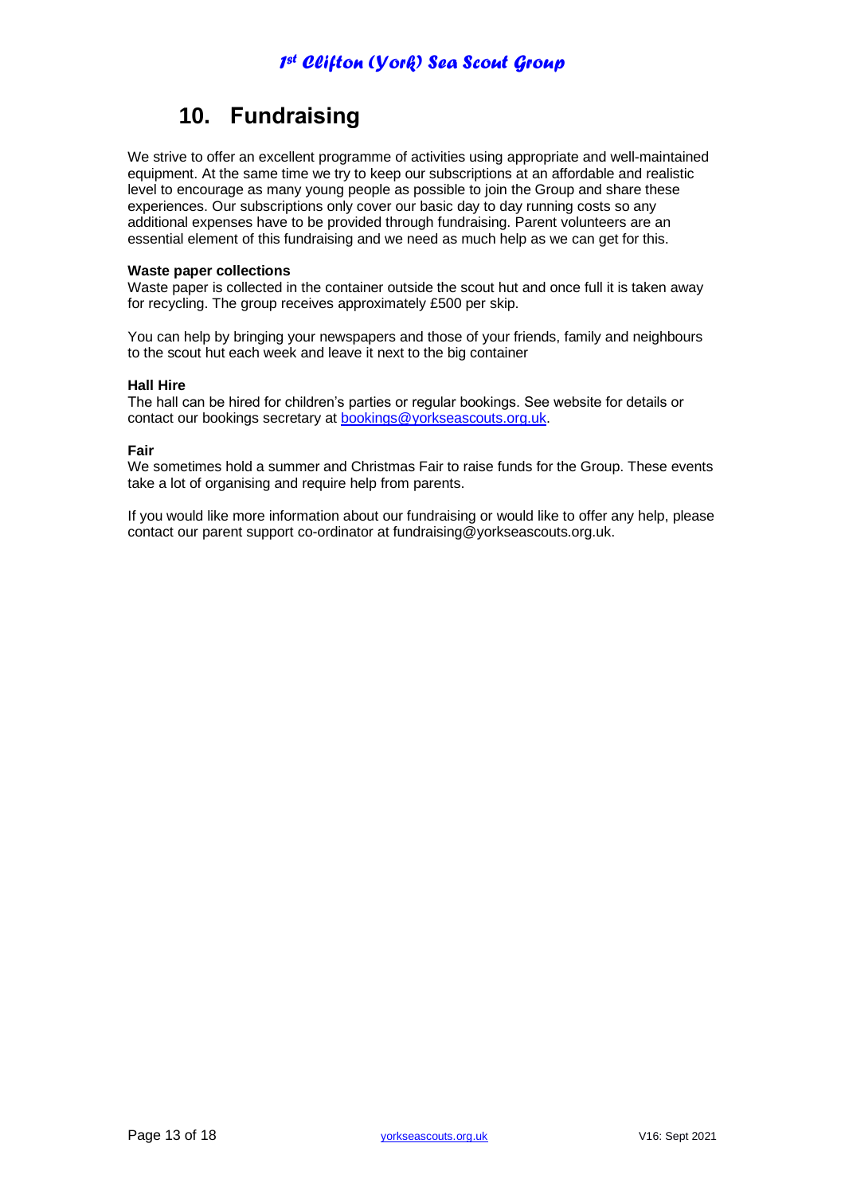# 10. Fundraising

We strive to offer an excellent programme of activities using appropriate and well-maintained equipment. At the same time we try to keep our subscriptions at an affordable and realistic level to encourage as many young people as possible to join the Group and share these experiences. Our subscriptions only cover our basic day to day running costs so any additional expenses have to be provided through fundraising. Parent volunteers are an essential element of this fundraising and we need as much help as we can get for this.

**Waste paper collections**

Waste paper is collected in the container outside the scout hut and once full it is taken away for recycling. The group receives approximately £500 per skip.

You can help by bringing your newspapers and those of your friends, family and neighbours to the scout hut each week and leave it next to the big container

**Hall Hire**

The hall can be hired for children's parties or regular bookings. See website for details or contact our bookings secretary at bookings@yorkseascouts.org.uk.

**Fair**

We sometimes hold a summer and Christmas Fair to raise funds for the Group. These events take a lot of organising and require help from parents.

If you would like more information about our fundraising or would like to offer any help, please contact our parent support co-ordinator at fundraising@yorkseascouts.org.uk.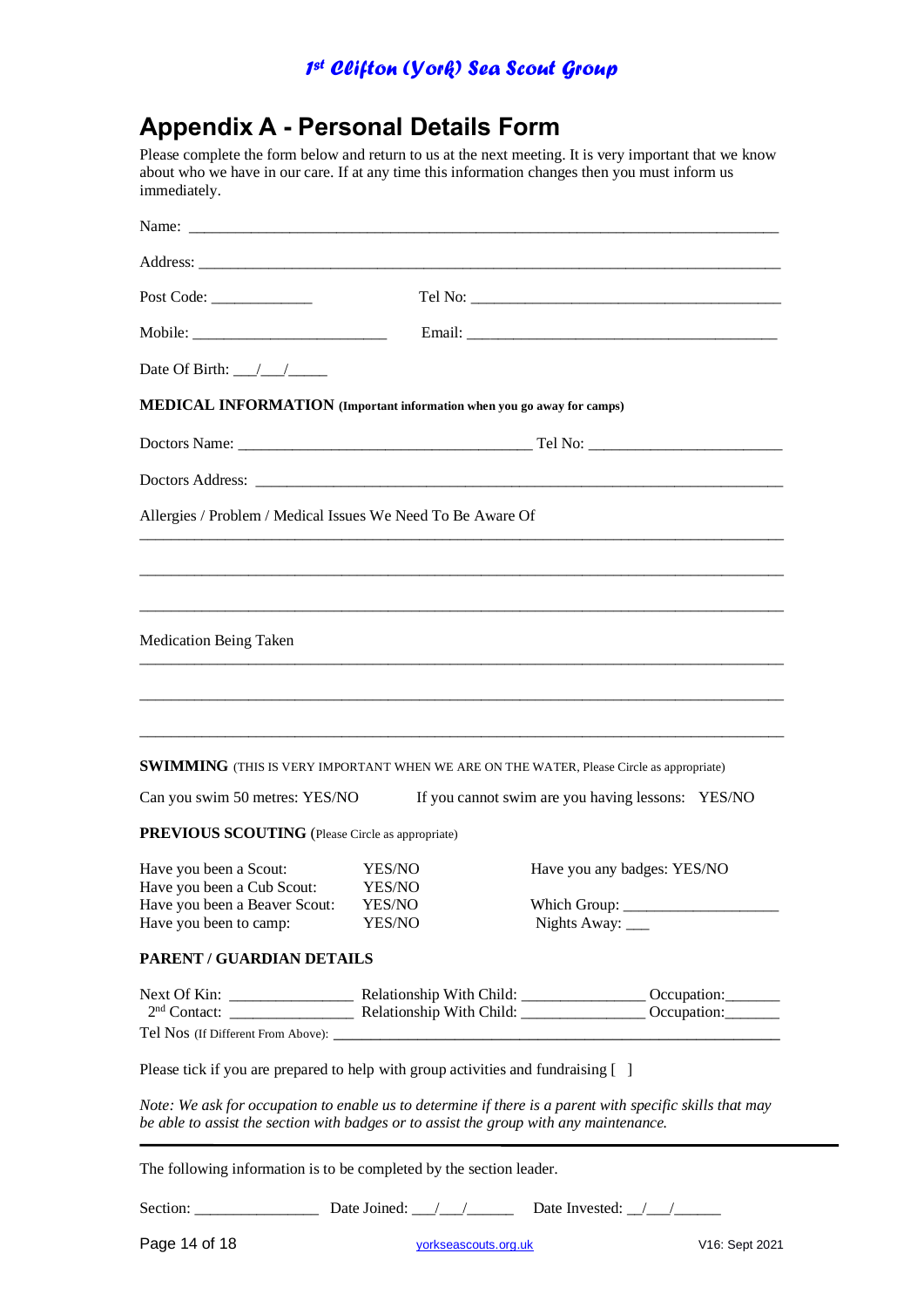# Appendix A - Personal Details Form

Please complete the form below and return to us at the next meeting. It is very important that we know about who we have in our care. If at any time this information changes then you must inform us immediately.

Name: ___________________________________________________________________________

Address: _________________________________________________________________________

Post Code: _____________ Tel No: ________________________________________

Mobile: _________________________ Email: ________________________________________

Date Of Birth: ___/___/_____

**MEDICAL INFORMATION** **(Important information when you go away for camps)**

Doctors Name: _____________________________________ Tel No: ________________________

Doctors Address: ____________________________________________________________________

Allergies / Problem / Medical Issues We Need To Be Aware Of

_____________________________________________________________________________

_____________________________________________________________________________

_____________________________________________________________________________

Medication Being Taken

_____________________________________________________________________________

_____________________________________________________________________________

_____________________________________________________________________________

**SWIMMING** (THIS IS VERY IMPORTANT WHEN WE ARE ON THE WATER, Please Circle as appropriate)

Can you swim 50 metres: YES/NO If you cannot swim are you having lessons: YES/NO

**PREVIOUS SCOUTING** (Please Circle as appropriate)

Have you been a Scout: YES/NO
Have you been a Cub Scout: YES/NO
Have you been a Beaver Scout: YES/NO
Have you been to camp: YES/NO

Have you any badges: YES/NO

Which Group: ___________________
Nights Away: ___

**PARENT / GUARDIAN DETAILS**

Next Of Kin: _______________ Relationship With Child: _______________ Occupation:_______
2nd Contact: _______________ Relationship With Child: _______________ Occupation:_______
Tel Nos (If Different From Above): ___________________________________________________________

Please tick if you are prepared to help with group activities and fundraising [ ]

*Note: We ask for occupation to enable us to determine if there is a parent with specific skills that may be able to assist the section with badges or to assist the group with any maintenance.*

---

The following information is to be completed by the section leader.

Section: _______________ Date Joined: ___/___/______ Date Invested: __/___/______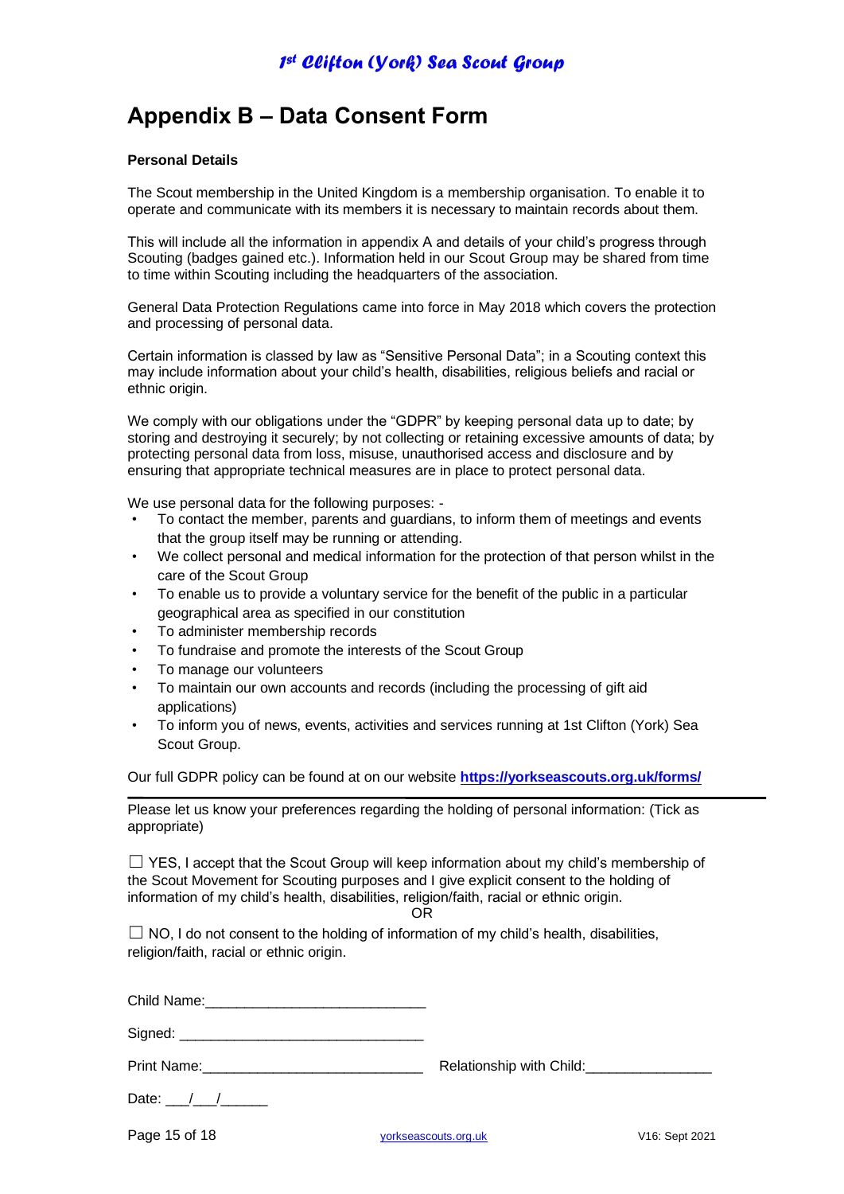# Appendix B – Data Consent Form

**Personal Details**

The Scout membership in the United Kingdom is a membership organisation. To enable it to operate and communicate with its members it is necessary to maintain records about them.

This will include all the information in appendix A and details of your child's progress through Scouting (badges gained etc.). Information held in our Scout Group may be shared from time to time within Scouting including the headquarters of the association.

General Data Protection Regulations came into force in May 2018 which covers the protection and processing of personal data.

Certain information is classed by law as "Sensitive Personal Data"; in a Scouting context this may include information about your child's health, disabilities, religious beliefs and racial or ethnic origin.

We comply with our obligations under the "GDPR" by keeping personal data up to date; by storing and destroying it securely; by not collecting or retaining excessive amounts of data; by protecting personal data from loss, misuse, unauthorised access and disclosure and by ensuring that appropriate technical measures are in place to protect personal data.

We use personal data for the following purposes: -

- To contact the member, parents and guardians, to inform them of meetings and events that the group itself may be running or attending.
- We collect personal and medical information for the protection of that person whilst in the care of the Scout Group
- To enable us to provide a voluntary service for the benefit of the public in a particular geographical area as specified in our constitution
- To administer membership records
- To fundraise and promote the interests of the Scout Group
- To manage our volunteers
- To maintain our own accounts and records (including the processing of gift aid applications)
- To inform you of news, events, activities and services running at 1st Clifton (York) Sea Scout Group.

Our full GDPR policy can be found at on our website **[https://yorkseascouts.org.uk/forms/](https://yorkseascouts.org.uk/forms/)**

---

Please let us know your preferences regarding the holding of personal information: (Tick as appropriate)

☐ YES, I accept that the Scout Group will keep information about my child's membership of the Scout Movement for Scouting purposes and I give explicit consent to the holding of information of my child's health, disabilities, religion/faith, racial or ethnic origin.

OR

☐ NO, I do not consent to the holding of information of my child's health, disabilities, religion/faith, racial or ethnic origin.

Child Name:___________________________

Signed: ______________________________

Print Name:___________________________ Relationship with Child:_______________

Date: ___/___/______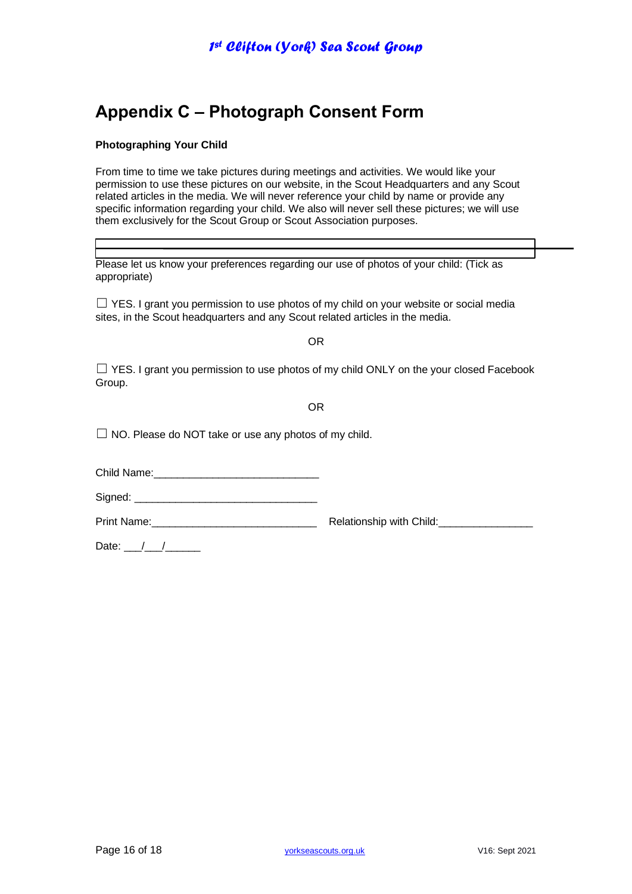# Appendix C – Photograph Consent Form

**Photographing Your Child**

From time to time we take pictures during meetings and activities. We would like your permission to use these pictures on our website, in the Scout Headquarters and any Scout related articles in the media. We will never reference your child by name or provide any specific information regarding your child. We also will never sell these pictures; we will use them exclusively for the Scout Group or Scout Association purposes.

Please let us know your preferences regarding our use of photos of your child: (Tick as appropriate)

☐ YES. I grant you permission to use photos of my child on your website or social media sites, in the Scout headquarters and any Scout related articles in the media.

OR

☐ YES. I grant you permission to use photos of my child ONLY on the your closed Facebook Group.

OR

☐ NO. Please do NOT take or use any photos of my child.

Child Name:____________________________

Signed: _______________________________

Print Name:____________________________ Relationship with Child:________________

Date: ___/___/______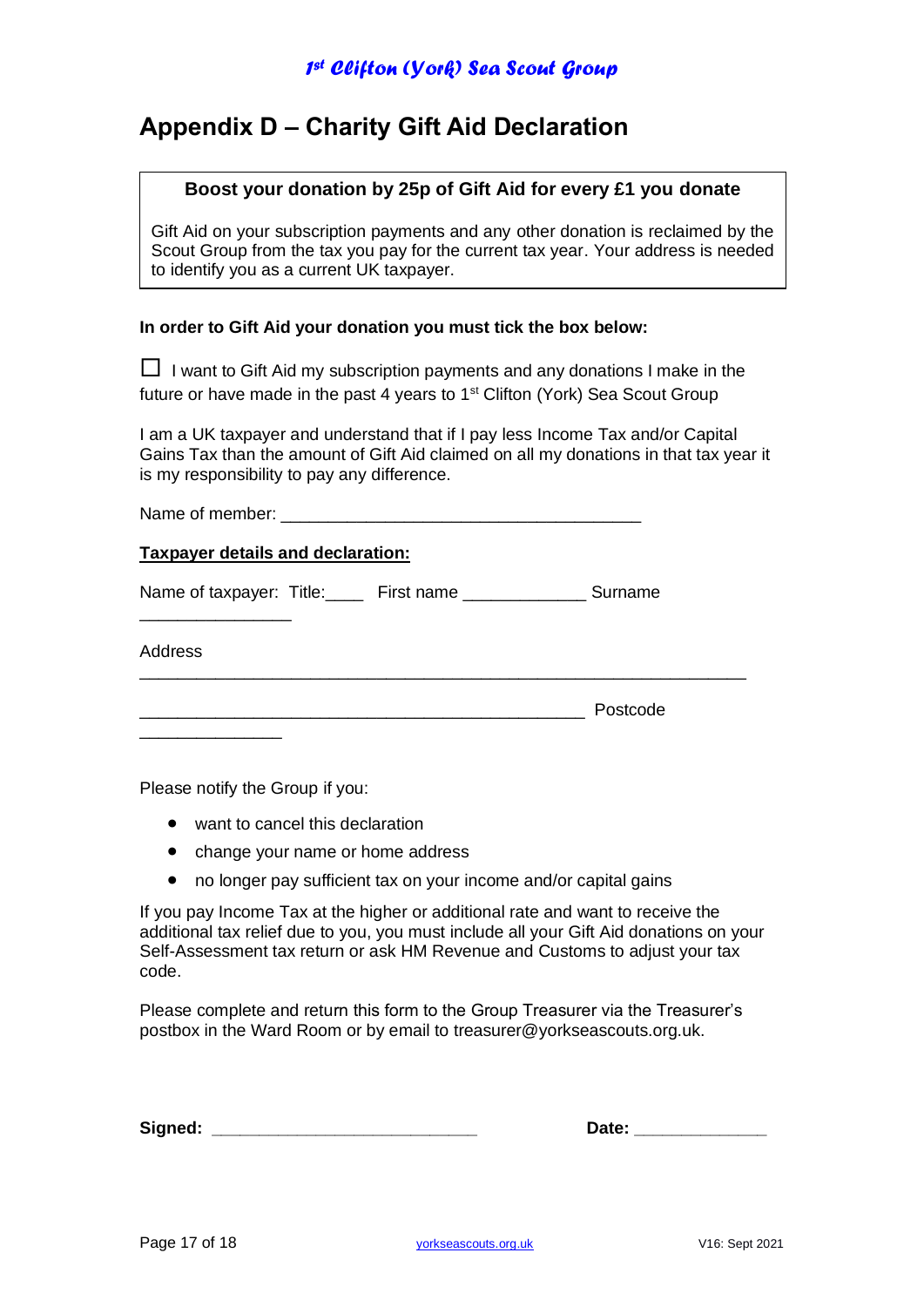# Appendix D – Charity Gift Aid Declaration

**Boost your donation by 25p of Gift Aid for every £1 you donate**

Gift Aid on your subscription payments and any other donation is reclaimed by the Scout Group from the tax you pay for the current tax year. Your address is needed to identify you as a current UK taxpayer.

**In order to Gift Aid your donation you must tick the box below:**

☐ I want to Gift Aid my subscription payments and any donations I make in the future or have made in the past 4 years to 1st Clifton (York) Sea Scout Group

I am a UK taxpayer and understand that if I pay less Income Tax and/or Capital Gains Tax than the amount of Gift Aid claimed on all my donations in that tax year it is my responsibility to pay any difference.

Name of member: ______________________________________

**<u>Taxpayer details and declaration:</u>**

Name of taxpayer: Title:____ First name _____________ Surname ________________

Address _________________________________________________________________

_______________________________________________ Postcode _______________

Please notify the Group if you:

- want to cancel this declaration
- change your name or home address
- no longer pay sufficient tax on your income and/or capital gains

If you pay Income Tax at the higher or additional rate and want to receive the additional tax relief due to you, you must include all your Gift Aid donations on your Self-Assessment tax return or ask HM Revenue and Customs to adjust your tax code.

Please complete and return this form to the Group Treasurer via the Treasurer's postbox in the Ward Room or by email to treasurer@yorkseascouts.org.uk.

**Signed: ___________________________** **Date: _____________**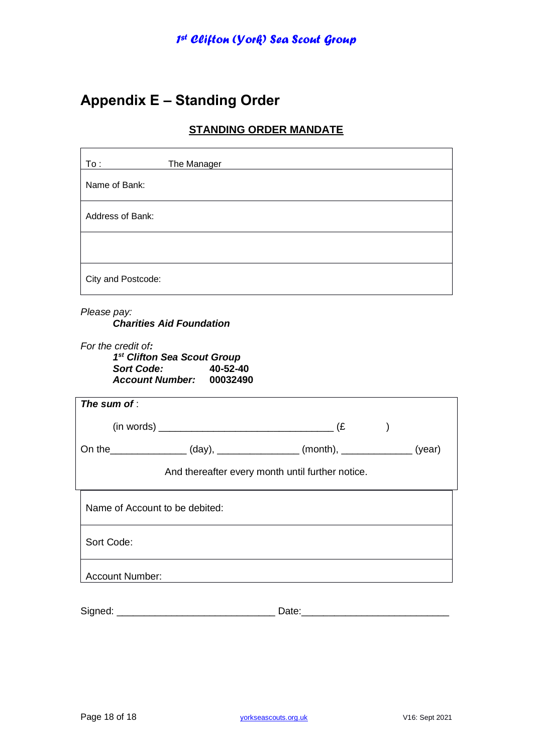# Appendix E – Standing Order

## STANDING ORDER MANDATE

| | |
|---|---|
| To : | The Manager |
| Name of Bank: | |
| Address of Bank: | |
| | |
| City and Postcode: | |

*Please pay:*

***Charities Aid Foundation***

*For the credit of:*

***1st Clifton Sea Scout Group***
***Sort Code:*** **40-52-40**
***Account Number:*** **00032490**

***The sum of*** :

(in words) ______________________________ (£ )

On the_____________ (day), ______________ (month), ____________ (year)

And thereafter every month until further notice.

| | |
|---|---|
| Name of Account to be debited: | |
| Sort Code: | |
| Account Number: | |

Signed: ____________________________ Date:__________________________